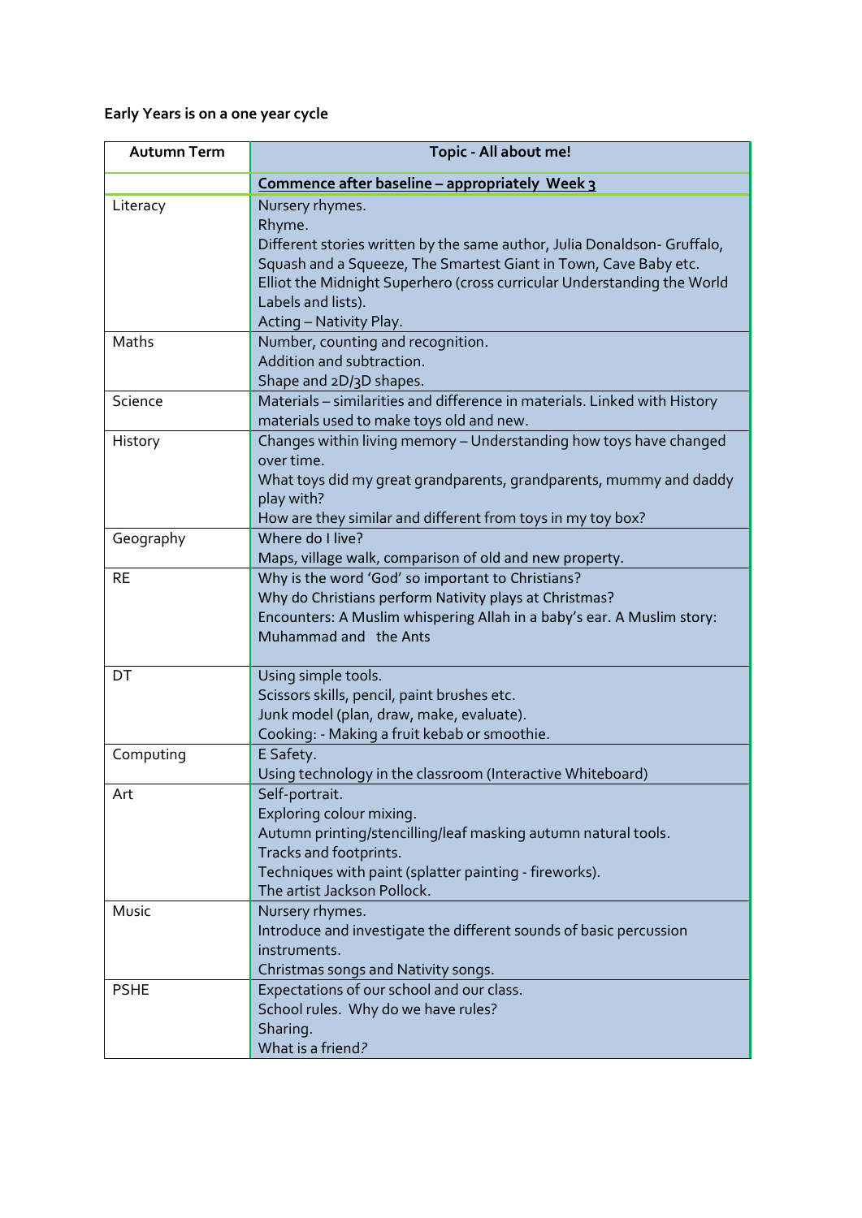**Early Years is on a one year cycle**

| Autumn Term | Topic - All about me! |
| --- | --- |
| | **Commence after baseline – appropriately Week 3** |
| Literacy | Nursery rhymes.<br>Rhyme.<br>Different stories written by the same author, Julia Donaldson- Gruffalo, Squash and a Squeeze, The Smartest Giant in Town, Cave Baby etc.<br>Elliot the Midnight Superhero (cross curricular Understanding the World<br>Labels and lists).<br>Acting – Nativity Play. |
| Maths | Number, counting and recognition.<br>Addition and subtraction.<br>Shape and 2D/3D shapes. |
| Science | Materials – similarities and difference in materials. Linked with History materials used to make toys old and new. |
| History | Changes within living memory – Understanding how toys have changed over time.<br>What toys did my great grandparents, grandparents, mummy and daddy play with?<br>How are they similar and different from toys in my toy box? |
| Geography | Where do I live?<br>Maps, village walk, comparison of old and new property. |
| RE | Why is the word 'God' so important to Christians?<br>Why do Christians perform Nativity plays at Christmas?<br>Encounters: A Muslim whispering Allah in a baby's ear. A Muslim story: Muhammad and the Ants |
| DT | Using simple tools.<br>Scissors skills, pencil, paint brushes etc.<br>Junk model (plan, draw, make, evaluate).<br>Cooking: - Making a fruit kebab or smoothie. |
| Computing | E Safety.<br>Using technology in the classroom (Interactive Whiteboard) |
| Art | Self-portrait.<br>Exploring colour mixing.<br>Autumn printing/stencilling/leaf masking autumn natural tools.<br>Tracks and footprints.<br>Techniques with paint (splatter painting - fireworks).<br>The artist Jackson Pollock. |
| Music | Nursery rhymes.<br>Introduce and investigate the different sounds of basic percussion instruments.<br>Christmas songs and Nativity songs. |
| PSHE | Expectations of our school and our class.<br>School rules. Why do we have rules?<br>Sharing.<br>What is a friend? |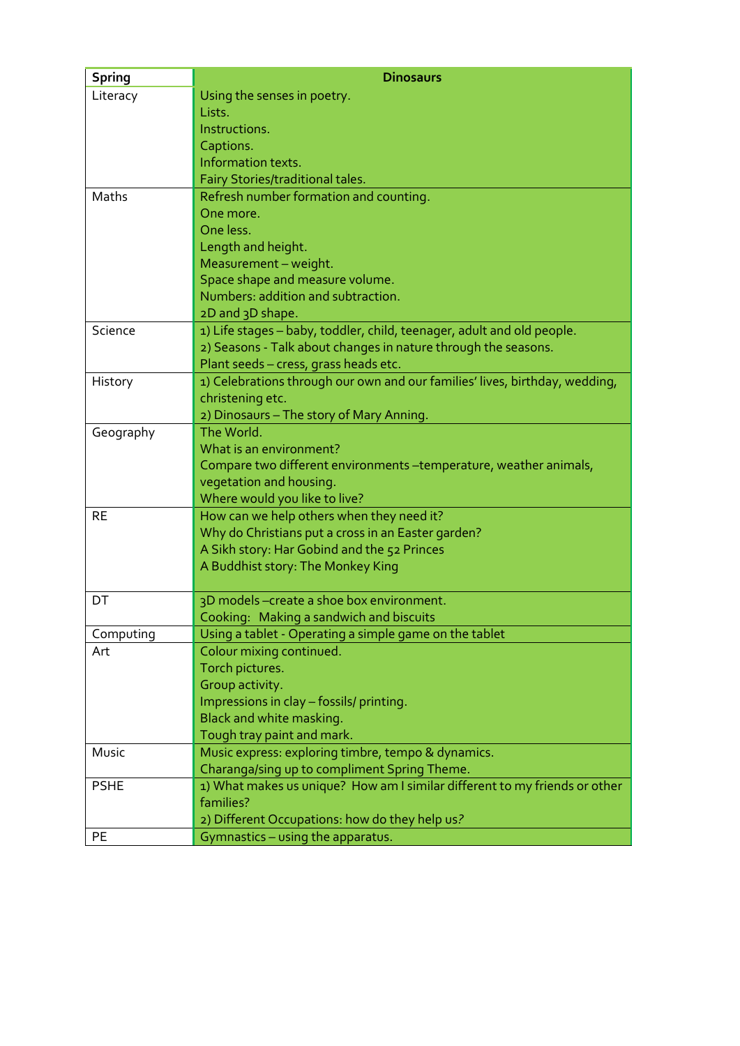| **Spring** | **Dinosaurs** |
|---|---|
| Literacy | Using the senses in poetry.<br>Lists.<br>Instructions.<br>Captions.<br>Information texts.<br>Fairy Stories/traditional tales. |
| Maths | Refresh number formation and counting.<br>One more.<br>One less.<br>Length and height.<br>Measurement – weight.<br>Space shape and measure volume.<br>Numbers: addition and subtraction.<br>2D and 3D shape. |
| Science | 1) Life stages – baby, toddler, child, teenager, adult and old people.<br>2) Seasons - Talk about changes in nature through the seasons.<br>Plant seeds – cress, grass heads etc. |
| History | 1) Celebrations through our own and our families' lives, birthday, wedding, christening etc.<br>2) Dinosaurs – The story of Mary Anning. |
| Geography | The World.<br>What is an environment?<br>Compare two different environments –temperature, weather animals, vegetation and housing.<br>Where would you like to live? |
| RE | How can we help others when they need it?<br>Why do Christians put a cross in an Easter garden?<br>A Sikh story: Har Gobind and the 52 Princes<br>A Buddhist story: The Monkey King |
| DT | 3D models –create a shoe box environment.<br>Cooking: Making a sandwich and biscuits |
| Computing | Using a tablet - Operating a simple game on the tablet |
| Art | Colour mixing continued.<br>Torch pictures.<br>Group activity.<br>Impressions in clay – fossils/ printing.<br>Black and white masking.<br>Tough tray paint and mark. |
| Music | Music express: exploring timbre, tempo & dynamics.<br>Charanga/sing up to compliment Spring Theme. |
| PSHE | 1) What makes us unique? How am I similar different to my friends or other families?<br>2) Different Occupations: how do they help us? |
| PE | Gymnastics – using the apparatus. |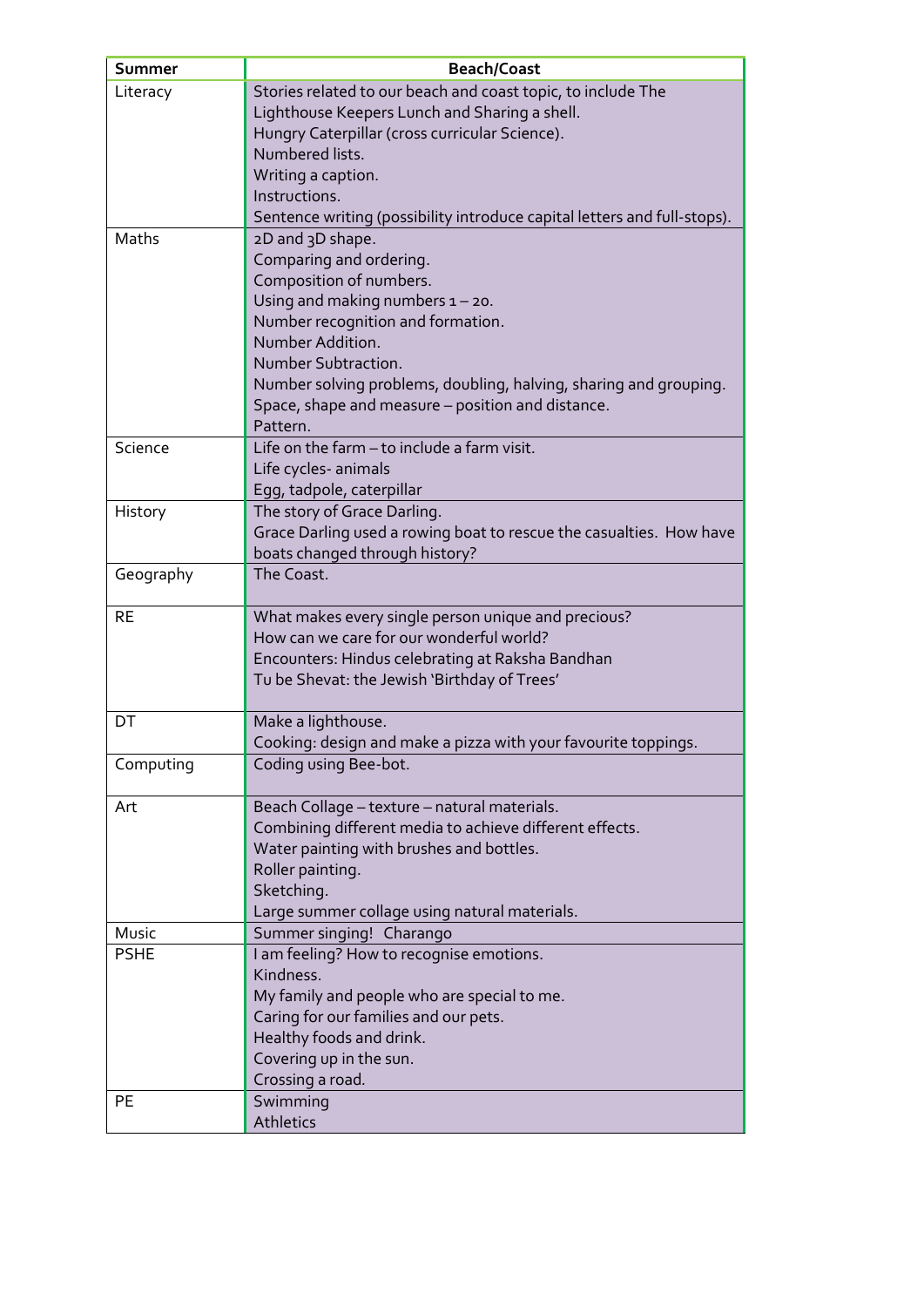| Summer | Beach/Coast |
| --- | --- |
| Literacy | Stories related to our beach and coast topic, to include The Lighthouse Keepers Lunch and Sharing a shell.<br>Hungry Caterpillar (cross curricular Science).<br>Numbered lists.<br>Writing a caption.<br>Instructions.<br>Sentence writing (possibility introduce capital letters and full-stops). |
| Maths | 2D and 3D shape.<br>Comparing and ordering.<br>Composition of numbers.<br>Using and making numbers 1 – 20.<br>Number recognition and formation.<br>Number Addition.<br>Number Subtraction.<br>Number solving problems, doubling, halving, sharing and grouping.<br>Space, shape and measure – position and distance.<br>Pattern. |
| Science | Life on the farm – to include a farm visit.<br>Life cycles- animals<br>Egg, tadpole, caterpillar |
| History | The story of Grace Darling.<br>Grace Darling used a rowing boat to rescue the casualties. How have boats changed through history? |
| Geography | The Coast. |
| RE | What makes every single person unique and precious?<br>How can we care for our wonderful world?<br>Encounters: Hindus celebrating at Raksha Bandhan<br>Tu be Shevat: the Jewish 'Birthday of Trees' |
| DT | Make a lighthouse.<br>Cooking: design and make a pizza with your favourite toppings. |
| Computing | Coding using Bee-bot. |
| Art | Beach Collage – texture – natural materials.<br>Combining different media to achieve different effects.<br>Water painting with brushes and bottles.<br>Roller painting.<br>Sketching.<br>Large summer collage using natural materials. |
| Music | Summer singing! Charango |
| PSHE | I am feeling? How to recognise emotions.<br>Kindness.<br>My family and people who are special to me.<br>Caring for our families and our pets.<br>Healthy foods and drink.<br>Covering up in the sun.<br>Crossing a road. |
| PE | Swimming<br>Athletics |